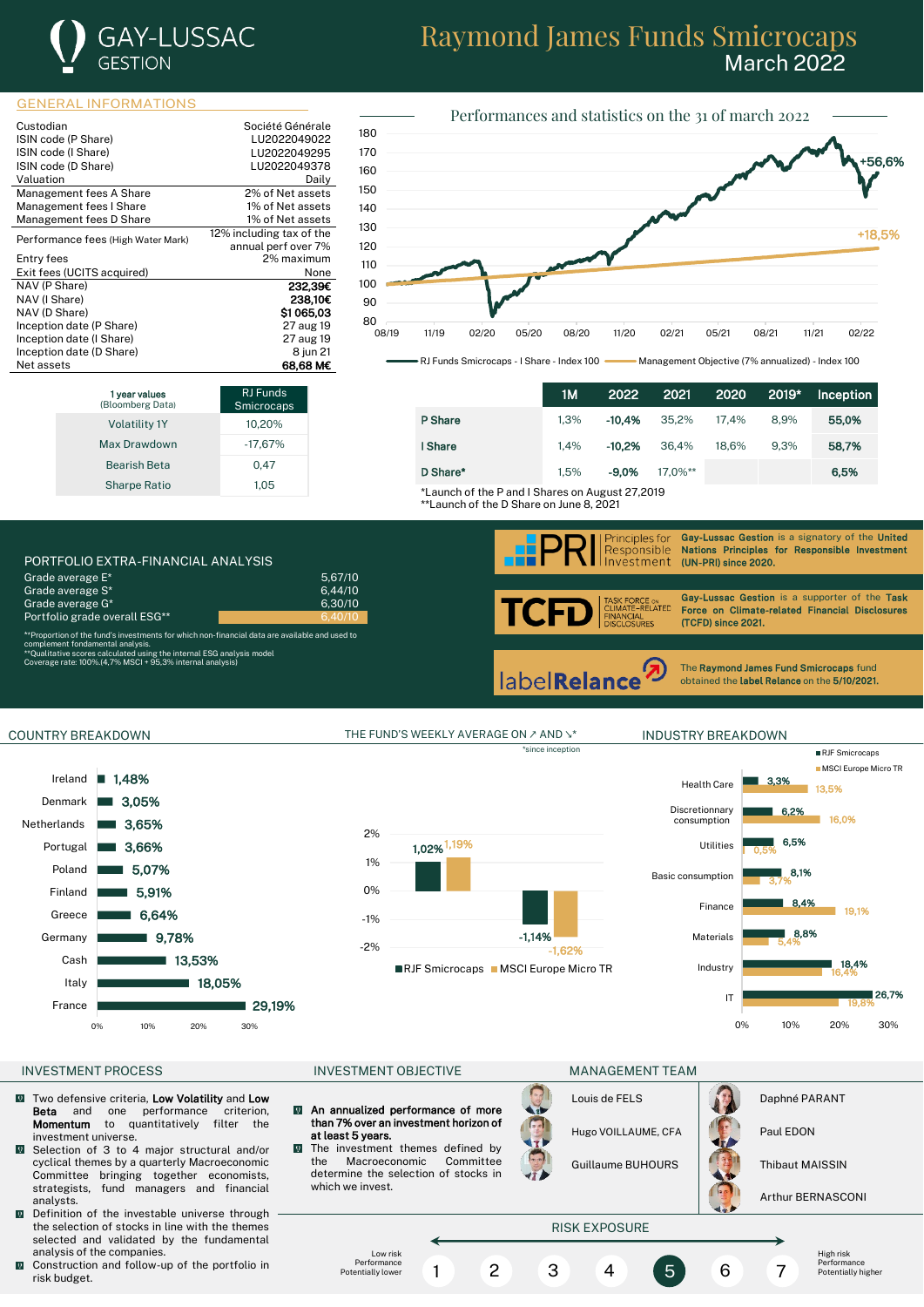# GAY-LUSSAC GESTION

# Raymond James Funds Smicrocaps
## March 2022

## GENERAL INFORMATIONS

| | |
|---|---|
| Custodian | Société Générale |
| ISIN code (P Share) | LU2022049022 |
| ISIN code (I Share) | LU2022049295 |
| ISIN code (D Share) | LU2022049378 |
| Valuation | Daily |
| Management fees A Share | 2% of Net assets |
| Management fees I Share | 1% of Net assets |
| Management fees D Share | 1% of Net assets |
| Performance fees (High Water Mark) | 12% including tax of the annual perf over 7% |
| Entry fees | 2% maximum |
| Exit fees (UCITS acquired) | None |
| NAV (P Share) | **232,39€** |
| NAV (I Share) | **238,10€** |
| NAV (D Share) | **$1 065,03** |
| Inception date (P Share) | 27 aug 19 |
| Inception date (I Share) | 27 aug 19 |
| Inception date (D Share) | 8 jun 21 |
| Net assets | **68,68 M€** |

## Performances and statistics on the 31 of march 2022

Chart: RJ Funds Smicrocaps - I Share - Index 100: +56,6% ; Management Objective (7% annualized) - Index 100: +18,5%

| 1 year values (Bloomberg Data) | RJ Funds Smicrocaps |
|---|---|
| Volatility 1Y | 10,20% |
| Max Drawdown | -17,67% |
| Bearish Beta | 0,47 |
| Sharpe Ratio | 1,05 |

| | 1M | 2022 | 2021 | 2020 | 2019* | Inception |
|---|---|---|---|---|---|---|
| P Share | 1,3% | -10,4% | 35,2% | 17,4% | 8,9% | 55,0% |
| I Share | 1,4% | -10,2% | 36,4% | 18,6% | 9,3% | 58,7% |
| D Share* | 1,5% | -9,0% | 17,0%** | | | 6,5% |

*Launch of the P and I Shares on August 27,2019
**Launch of the D Share on June 8, 2021

## PORTFOLIO EXTRA-FINANCIAL ANALYSIS

| | |
|---|---|
| Grade average E* | 5,67/10 |
| Grade average S* | 6,44/10 |
| Grade average G* | 6,30/10 |
| Portfolio grade overall ESG** | 6,40/10 |

*Proportion of the fund's investments for which non-financial data are available and used to complement fondamental analysis.
**Qualitative scores calculated using the internal ESG analysis model
Coverage rate: 100%.(4,7% MSCI + 95,3% internal analysis)

Gay-Lussac Gestion is a signatory of the United Nations Principles for Responsible Investment (UN-PRI) since 2020.

Gay-Lussac Gestion is a supporter of the Task Force on Climate-related Financial Disclosures (TCFD) since 2021.

The Raymond James Fund Smicrocaps fund obtained the label Relance on the 5/10/2021.

## COUNTRY BREAKDOWN

| Country | Weight |
|---|---|
| Ireland | 1,48% |
| Denmark | 3,05% |
| Netherlands | 3,65% |
| Portugal | 3,66% |
| Poland | 5,07% |
| Finland | 5,91% |
| Greece | 6,64% |
| Germany | 9,78% |
| Cash | 13,53% |
| Italy | 18,05% |
| France | 29,19% |

## THE FUND'S WEEKLY AVERAGE ON ↗ AND ↘*

*since inception

| | RJF Smicrocaps | MSCI Europe Micro TR |
|---|---|---|
| ↗ | 1,02% | 1,19% |
| ↘ | -1,14% | -1,62% |

## INDUSTRY BREAKDOWN

| Industry | RJF Smicrocaps | MSCI Europe Micro TR |
|---|---|---|
| Health Care | 3,3% | 13,5% |
| Discretionnary consumption | 6,2% | 16,0% |
| Utilities | 6,5% | 0,5% |
| Basic consumption | 8,1% | 3,7% |
| Finance | 8,4% | 19,1% |
| Materials | 8,8% | 5,4% |
| Industry | 18,4% | 16,4% |
| IT | 26,7% | 19,8% |

## INVESTMENT PROCESS

- Two defensive criteria, **Low Volatility** and **Low Beta** and one performance criterion, **Momentum** to quantitatively filter the investment universe.
- Selection of 3 to 4 major structural and/or cyclical themes by a quarterly Macroeconomic Committee bringing together economists, strategists, fund managers and financial analysts.
- Definition of the investable universe through the selection of stocks in line with the themes selected and validated by the fundamental analysis of the companies.
- Construction and follow-up of the portfolio in risk budget.

## INVESTMENT OBJECTIVE

- **An annualized performance of more than 7% over an investment horizon of at least 5 years.**
- The investment themes defined by the Macroeconomic Committee determine the selection of stocks in which we invest.

## MANAGEMENT TEAM

- Louis de FELS
- Hugo VOILLAUME, CFA
- Guillaume BUHOURS
- Daphné PARANT
- Paul EDON
- Thibaut MAISSIN
- Arthur BERNASCONI

## RISK EXPOSURE

Low risk, Performance Potentially lower — 1 2 3 4 **5** 6 7 — High risk, Performance Potentially higher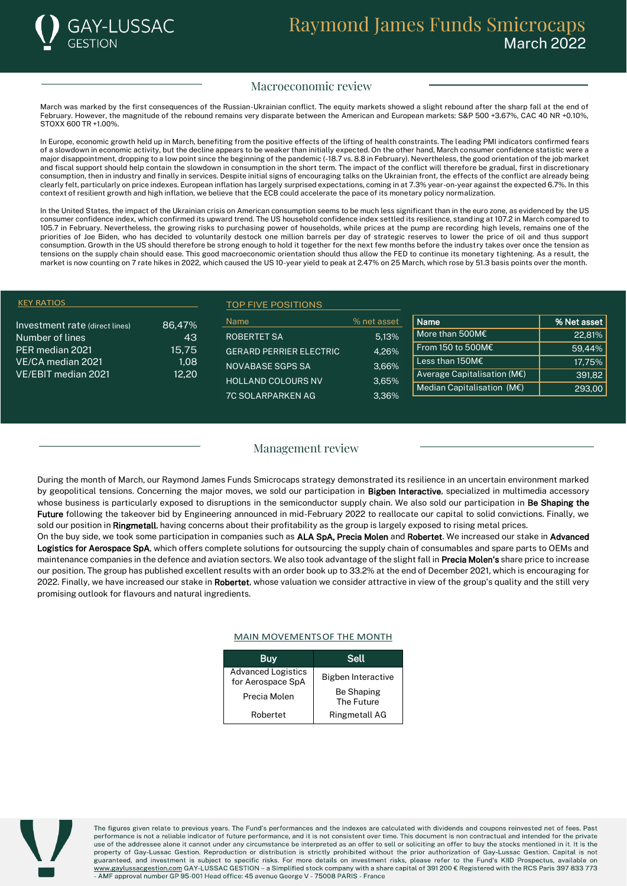# Raymond James Funds Smicrocaps
## March 2022

## Macroeconomic review

March was marked by the first consequences of the Russian-Ukrainian conflict. The equity markets showed a slight rebound after the sharp fall at the end of February. However, the magnitude of the rebound remains very disparate between the American and European markets: S&P 500 +3.67%, CAC 40 NR +0.10%, STOXX 600 TR +1.00%.

In Europe, economic growth held up in March, benefiting from the positive effects of the lifting of health constraints. The leading PMI indicators confirmed fears of a slowdown in economic activity, but the decline appears to be weaker than initially expected. On the other hand, March consumer confidence statistic were a major disappointment, dropping to a low point since the beginning of the pandemic (-18.7 vs. 8.8 in February). Nevertheless, the good orientation of the job market and fiscal support should help contain the slowdown in consumption in the short term. The impact of the conflict will therefore be gradual, first in discretionary consumption, then in industry and finally in services. Despite initial signs of encouraging talks on the Ukrainian front, the effects of the conflict are already being clearly felt, particularly on price indexes. European inflation has largely surprised expectations, coming in at 7.3% year-on-year against the expected 6.7%. In this context of resilient growth and high inflation, we believe that the ECB could accelerate the pace of its monetary policy normalization.

In the United States, the impact of the Ukrainian crisis on American consumption seems to be much less significant than in the euro zone, as evidenced by the US consumer confidence index, which confirmed its upward trend. The US household confidence index settled its resilience, standing at 107.2 in March compared to 105.7 in February. Nevertheless, the growing risks to purchasing power of households, while prices at the pump are recording high levels, remains one of the priorities of Joe Biden, who has decided to voluntarily destock one million barrels per day of strategic reserves to lower the price of oil and thus support consumption. Growth in the US should therefore be strong enough to hold it together for the next few months before the industry takes over once the tension as tensions on the supply chain should ease. This good macroeconomic orientation should thus allow the FED to continue its monetary tightening. As a result, the market is now counting on 7 rate hikes in 2022, which caused the US 10-year yield to peak at 2.47% on 25 March, which rose by 51.3 basis points over the month.

### KEY RATIOS

| | |
|---|---|
| Investment rate (direct lines) | 86,47% |
| Number of lines | 43 |
| PER median 2021 | 15,75 |
| VE/CA median 2021 | 1,08 |
| VE/EBIT median 2021 | 12,20 |

### TOP FIVE POSITIONS

| Name | % net asset |
|---|---|
| ROBERTET SA | 5,13% |
| GERARD PERRIER ELECTRIC | 4,26% |
| NOVABASE SGPS SA | 3,66% |
| HOLLAND COLOURS NV | 3,65% |
| 7C SOLARPARKEN AG | 3,36% |

| Name | % Net asset |
|---|---|
| More than 500M€ | 22,81% |
| From 150 to 500M€ | 59,44% |
| Less than 150M€ | 17,75% |
| Average Capitalisation (M€) | 391,82 |
| Median Capitalisation (M€) | 293,00 |

## Management review

During the month of March, our Raymond James Funds Smicrocaps strategy demonstrated its resilience in an uncertain environment marked by geopolitical tensions. Concerning the major moves, we sold our participation in **Bigben Interactive**, specialized in multimedia accessory whose business is particularly exposed to disruptions in the semiconductor supply chain. We also sold our participation in **Be Shaping the Future** following the takeover bid by Engineering announced in mid-February 2022 to reallocate our capital to solid convictions. Finally, we sold our position in **Ringmetall**, having concerns about their profitability as the group is largely exposed to rising metal prices.

On the buy side, we took some participation in companies such as **ALA SpA, Precia Molen** and **Robertet**. We increased our stake in **Advanced Logistics for Aerospace SpA**, which offers complete solutions for outsourcing the supply chain of consumables and spare parts to OEMs and maintenance companies in the defence and aviation sectors. We also took advantage of the slight fall in **Precia Molen's** share price to increase our position. The group has published excellent results with an order book up to 33.2% at the end of December 2021, which is encouraging for 2022. Finally, we have increased our stake in **Robertet**, whose valuation we consider attractive in view of the group's quality and the still very promising outlook for flavours and natural ingredients.

### MAIN MOVEMENTS OF THE MONTH

| Buy | Sell |
|---|---|
| Advanced Logistics for Aerospace SpA | Bigben Interactive |
| Precia Molen | Be Shaping The Future |
| Robertet | Ringmetall AG |

The figures given relate to previous years. The Fund's performances and the indexes are calculated with dividends and coupons reinvested net of fees. Past performance is not a reliable indicator of future performance, and it is not consistent over time. This document is non contractual and intended for the private use of the addressee alone it cannot under any circumstance be interpreted as an offer to sell or soliciting an offer to buy the stocks mentioned in it. It is the property of Gay-Lussac Gestion. Reproduction or distribution is strictly prohibited without the prior authorization of Gay-Lussac Gestion. Capital is not guaranteed, and investment is subject to specific risks. For more details on investment risks, please refer to the Fund's KIID Prospectus, available on www.gaylussacgestion.com GAY-LUSSAC GESTION – a Simplified stock company with a share capital of 391 200 € Registered with the RCS Paris 397 833 773 - AMF approval number GP 95-001 Head office: 45 avenue George V - 75008 PARIS - France